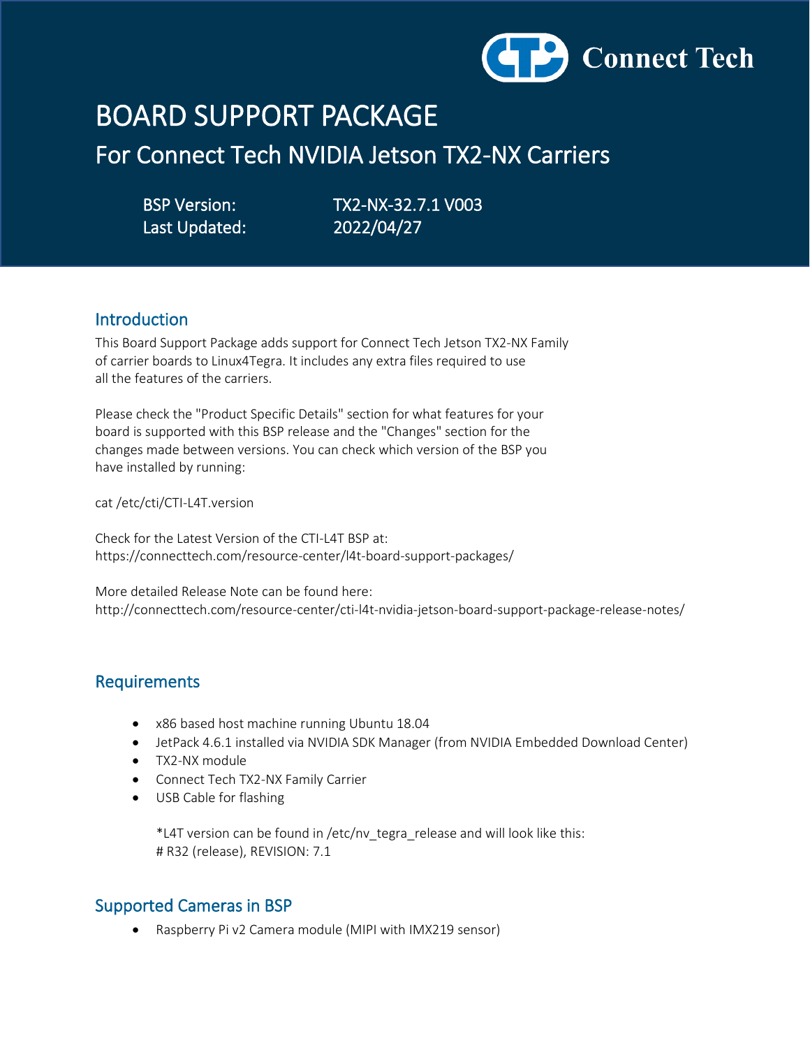Connect Tech

# BOARD SUPPORT PACKAGE

## For Connect Tech NVIDIA Jetson TX2-NX Carriers

BSP Version: TX2-NX-32.7.1 V003
Last Updated: 2022/04/27

## Introduction

This Board Support Package adds support for Connect Tech Jetson TX2-NX Family of carrier boards to Linux4Tegra. It includes any extra files required to use all the features of the carriers.

Please check the "Product Specific Details" section for what features for your board is supported with this BSP release and the "Changes" section for the changes made between versions. You can check which version of the BSP you have installed by running:

cat /etc/cti/CTI-L4T.version

Check for the Latest Version of the CTI-L4T BSP at:
https://connecttech.com/resource-center/l4t-board-support-packages/

More detailed Release Note can be found here:
http://connecttech.com/resource-center/cti-l4t-nvidia-jetson-board-support-package-release-notes/

## Requirements

- x86 based host machine running Ubuntu 18.04
- JetPack 4.6.1 installed via NVIDIA SDK Manager (from NVIDIA Embedded Download Center)
- TX2-NX module
- Connect Tech TX2-NX Family Carrier
- USB Cable for flashing

*L4T version can be found in /etc/nv_tegra_release and will look like this:
# R32 (release), REVISION: 7.1

## Supported Cameras in BSP

- Raspberry Pi v2 Camera module (MIPI with IMX219 sensor)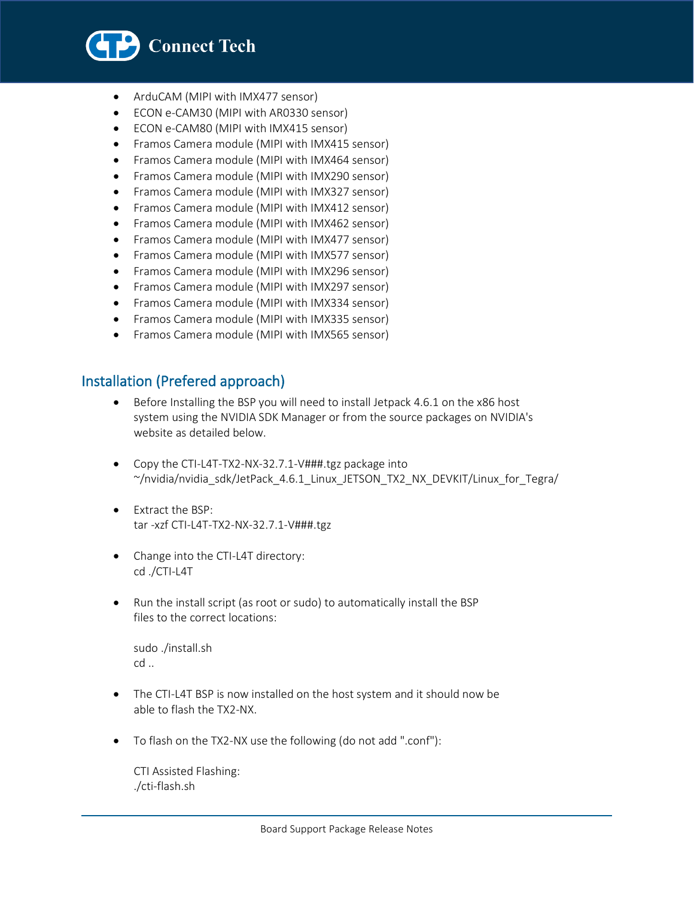- ArduCAM (MIPI with IMX477 sensor)
- ECON e-CAM30 (MIPI with AR0330 sensor)
- ECON e-CAM80 (MIPI with IMX415 sensor)
- Framos Camera module (MIPI with IMX415 sensor)
- Framos Camera module (MIPI with IMX464 sensor)
- Framos Camera module (MIPI with IMX290 sensor)
- Framos Camera module (MIPI with IMX327 sensor)
- Framos Camera module (MIPI with IMX412 sensor)
- Framos Camera module (MIPI with IMX462 sensor)
- Framos Camera module (MIPI with IMX477 sensor)
- Framos Camera module (MIPI with IMX577 sensor)
- Framos Camera module (MIPI with IMX296 sensor)
- Framos Camera module (MIPI with IMX297 sensor)
- Framos Camera module (MIPI with IMX334 sensor)
- Framos Camera module (MIPI with IMX335 sensor)
- Framos Camera module (MIPI with IMX565 sensor)

## Installation (Prefered approach)

- Before Installing the BSP you will need to install Jetpack 4.6.1 on the x86 host system using the NVIDIA SDK Manager or from the source packages on NVIDIA's website as detailed below.

- Copy the CTI-L4T-TX2-NX-32.7.1-V###.tgz package into ~/nvidia/nvidia_sdk/JetPack_4.6.1_Linux_JETSON_TX2_NX_DEVKIT/Linux_for_Tegra/

- Extract the BSP:
  tar -xzf CTI-L4T-TX2-NX-32.7.1-V###.tgz

- Change into the CTI-L4T directory:
  cd ./CTI-L4T

- Run the install script (as root or sudo) to automatically install the BSP files to the correct locations:

  sudo ./install.sh
  cd ..

- The CTI-L4T BSP is now installed on the host system and it should now be able to flash the TX2-NX.

- To flash on the TX2-NX use the following (do not add ".conf"):

  CTI Assisted Flashing:
  ./cti-flash.sh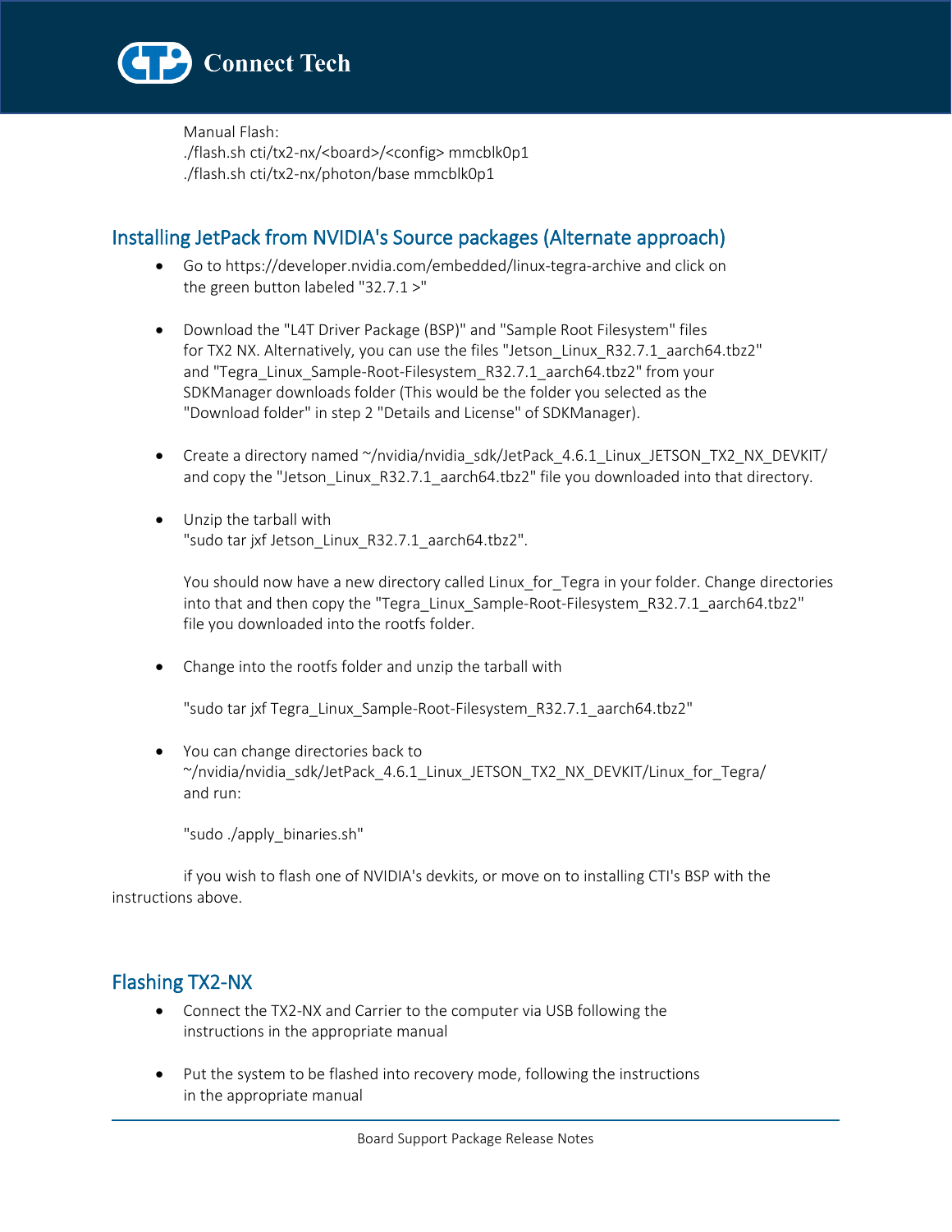Manual Flash:
./flash.sh cti/tx2-nx/<board>/<config> mmcblk0p1
./flash.sh cti/tx2-nx/photon/base mmcblk0p1

## Installing JetPack from NVIDIA's Source packages (Alternate approach)

- Go to https://developer.nvidia.com/embedded/linux-tegra-archive and click on the green button labeled "32.7.1 >"

- Download the "L4T Driver Package (BSP)" and "Sample Root Filesystem" files for TX2 NX. Alternatively, you can use the files "Jetson_Linux_R32.7.1_aarch64.tbz2" and "Tegra_Linux_Sample-Root-Filesystem_R32.7.1_aarch64.tbz2" from your SDKManager downloads folder (This would be the folder you selected as the "Download folder" in step 2 "Details and License" of SDKManager).

- Create a directory named ~/nvidia/nvidia_sdk/JetPack_4.6.1_Linux_JETSON_TX2_NX_DEVKIT/ and copy the "Jetson_Linux_R32.7.1_aarch64.tbz2" file you downloaded into that directory.

- Unzip the tarball with "sudo tar jxf Jetson_Linux_R32.7.1_aarch64.tbz2".

  You should now have a new directory called Linux_for_Tegra in your folder. Change directories into that and then copy the "Tegra_Linux_Sample-Root-Filesystem_R32.7.1_aarch64.tbz2" file you downloaded into the rootfs folder.

- Change into the rootfs folder and unzip the tarball with

  "sudo tar jxf Tegra_Linux_Sample-Root-Filesystem_R32.7.1_aarch64.tbz2"

- You can change directories back to ~/nvidia/nvidia_sdk/JetPack_4.6.1_Linux_JETSON_TX2_NX_DEVKIT/Linux_for_Tegra/ and run:

  "sudo ./apply_binaries.sh"

  if you wish to flash one of NVIDIA's devkits, or move on to installing CTI's BSP with the instructions above.

## Flashing TX2-NX

- Connect the TX2-NX and Carrier to the computer via USB following the instructions in the appropriate manual

- Put the system to be flashed into recovery mode, following the instructions in the appropriate manual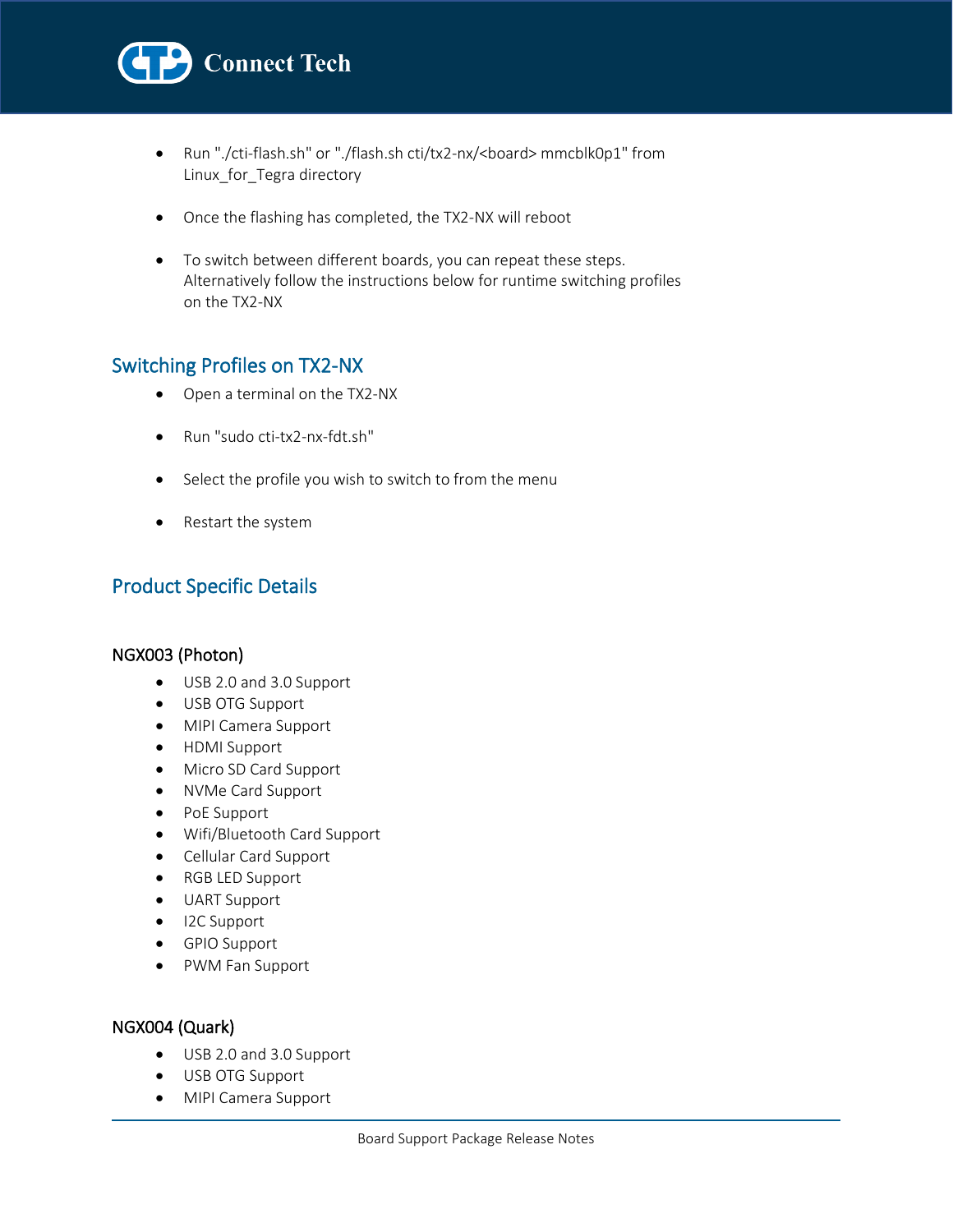- Run "./cti-flash.sh" or "./flash.sh cti/tx2-nx/<board> mmcblk0p1" from Linux_for_Tegra directory

- Once the flashing has completed, the TX2-NX will reboot

- To switch between different boards, you can repeat these steps. Alternatively follow the instructions below for runtime switching profiles on the TX2-NX

## Switching Profiles on TX2-NX

- Open a terminal on the TX2-NX

- Run "sudo cti-tx2-nx-fdt.sh"

- Select the profile you wish to switch to from the menu

- Restart the system

## Product Specific Details

### NGX003 (Photon)

- USB 2.0 and 3.0 Support
- USB OTG Support
- MIPI Camera Support
- HDMI Support
- Micro SD Card Support
- NVMe Card Support
- PoE Support
- Wifi/Bluetooth Card Support
- Cellular Card Support
- RGB LED Support
- UART Support
- I2C Support
- GPIO Support
- PWM Fan Support

### NGX004 (Quark)

- USB 2.0 and 3.0 Support
- USB OTG Support
- MIPI Camera Support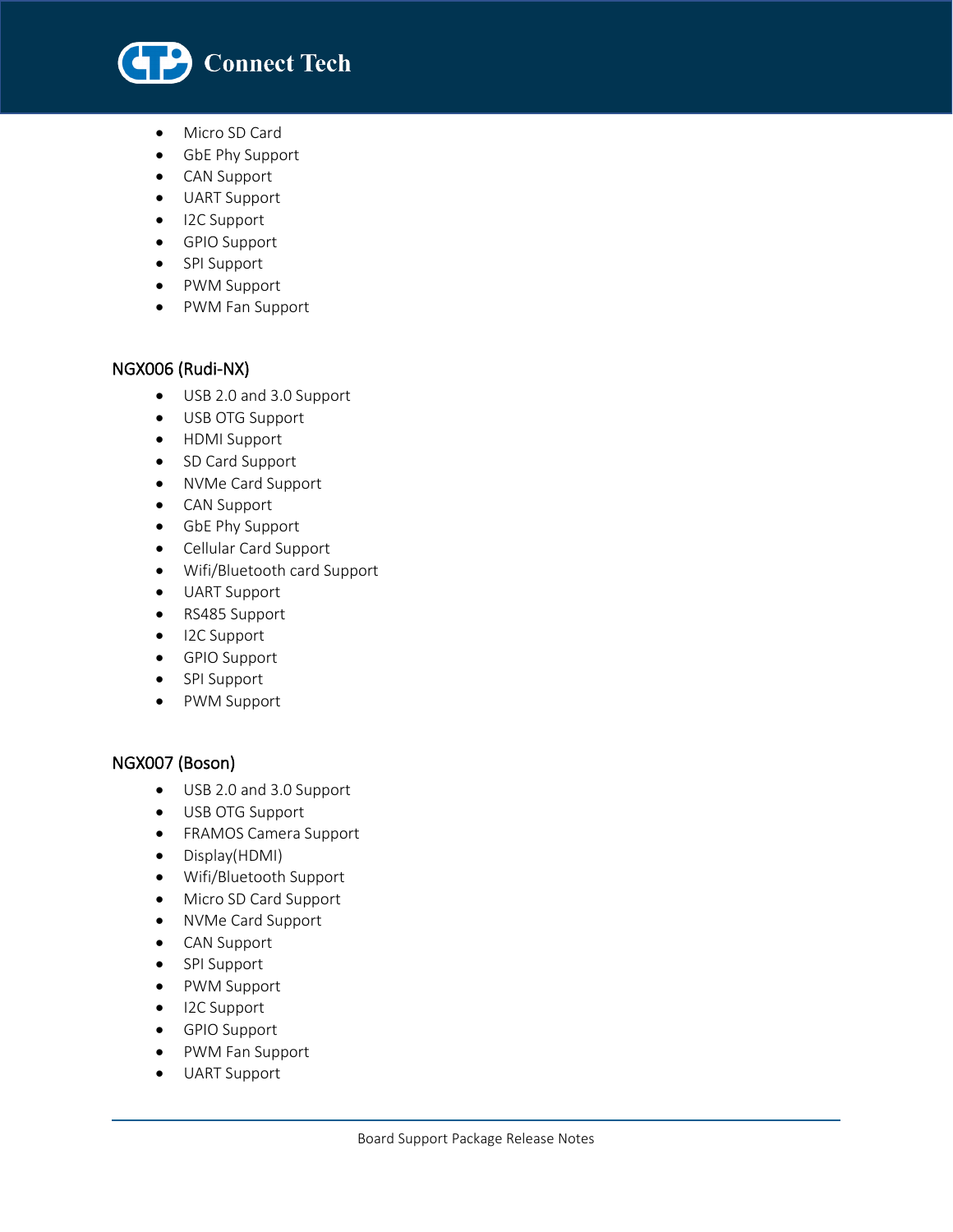- Micro SD Card
- GbE Phy Support
- CAN Support
- UART Support
- I2C Support
- GPIO Support
- SPI Support
- PWM Support
- PWM Fan Support

### NGX006 (Rudi-NX)

- USB 2.0 and 3.0 Support
- USB OTG Support
- HDMI Support
- SD Card Support
- NVMe Card Support
- CAN Support
- GbE Phy Support
- Cellular Card Support
- Wifi/Bluetooth card Support
- UART Support
- RS485 Support
- I2C Support
- GPIO Support
- SPI Support
- PWM Support

### NGX007 (Boson)

- USB 2.0 and 3.0 Support
- USB OTG Support
- FRAMOS Camera Support
- Display(HDMI)
- Wifi/Bluetooth Support
- Micro SD Card Support
- NVMe Card Support
- CAN Support
- SPI Support
- PWM Support
- I2C Support
- GPIO Support
- PWM Fan Support
- UART Support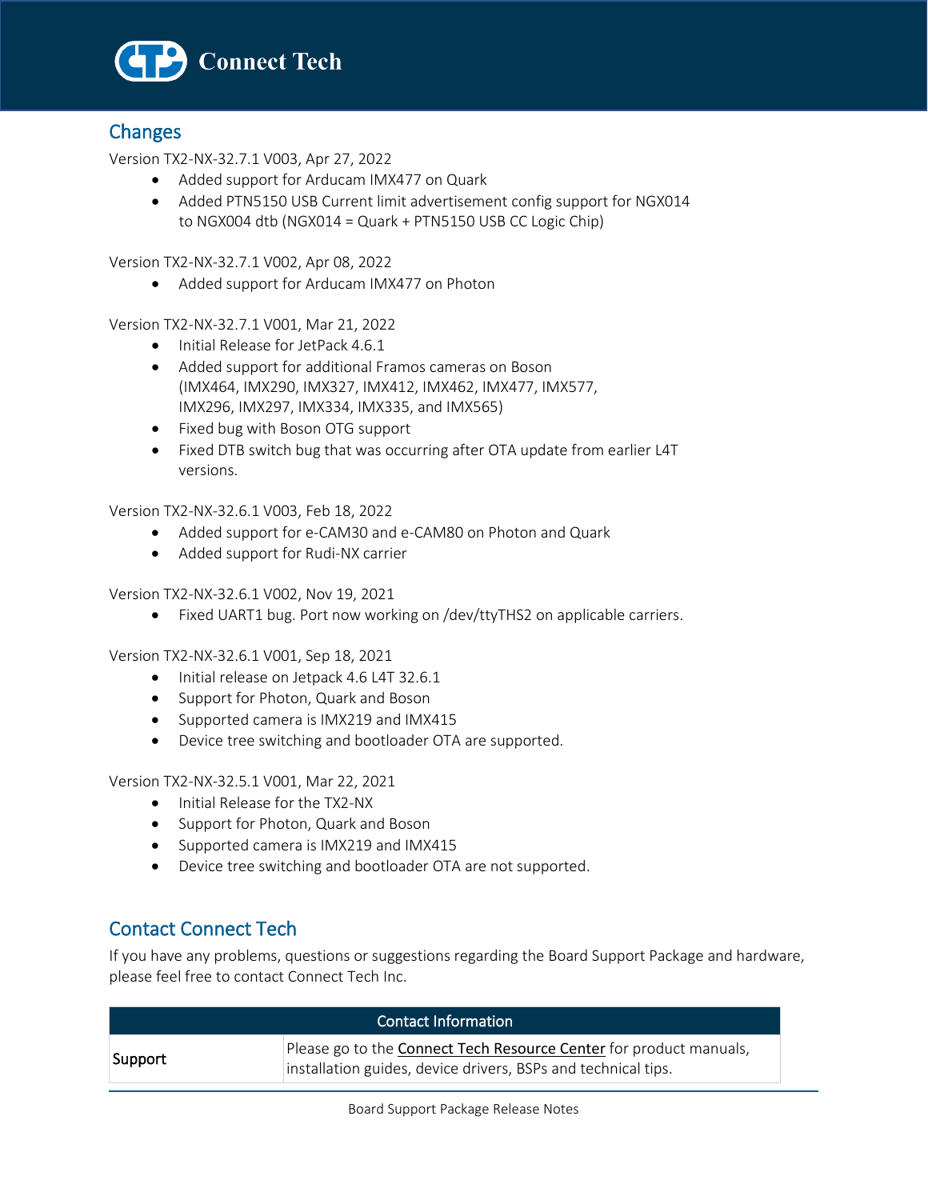## Changes

Version TX2-NX-32.7.1 V003, Apr 27, 2022

- Added support for Arducam IMX477 on Quark
- Added PTN5150 USB Current limit advertisement config support for NGX014 to NGX004 dtb (NGX014 = Quark + PTN5150 USB CC Logic Chip)

Version TX2-NX-32.7.1 V002, Apr 08, 2022

- Added support for Arducam IMX477 on Photon

Version TX2-NX-32.7.1 V001, Mar 21, 2022

- Initial Release for JetPack 4.6.1
- Added support for additional Framos cameras on Boson (IMX464, IMX290, IMX327, IMX412, IMX462, IMX477, IMX577, IMX296, IMX297, IMX334, IMX335, and IMX565)
- Fixed bug with Boson OTG support
- Fixed DTB switch bug that was occurring after OTA update from earlier L4T versions.

Version TX2-NX-32.6.1 V003, Feb 18, 2022

- Added support for e-CAM30 and e-CAM80 on Photon and Quark
- Added support for Rudi-NX carrier

Version TX2-NX-32.6.1 V002, Nov 19, 2021

- Fixed UART1 bug. Port now working on /dev/ttyTHS2 on applicable carriers.

Version TX2-NX-32.6.1 V001, Sep 18, 2021

- Initial release on Jetpack 4.6 L4T 32.6.1
- Support for Photon, Quark and Boson
- Supported camera is IMX219 and IMX415
- Device tree switching and bootloader OTA are supported.

Version TX2-NX-32.5.1 V001, Mar 22, 2021

- Initial Release for the TX2-NX
- Support for Photon, Quark and Boson
- Supported camera is IMX219 and IMX415
- Device tree switching and bootloader OTA are not supported.

## Contact Connect Tech

If you have any problems, questions or suggestions regarding the Board Support Package and hardware, please feel free to contact Connect Tech Inc.

| Contact Information | |
|---|---|
| Support | Please go to the Connect Tech Resource Center for product manuals, installation guides, device drivers, BSPs and technical tips. |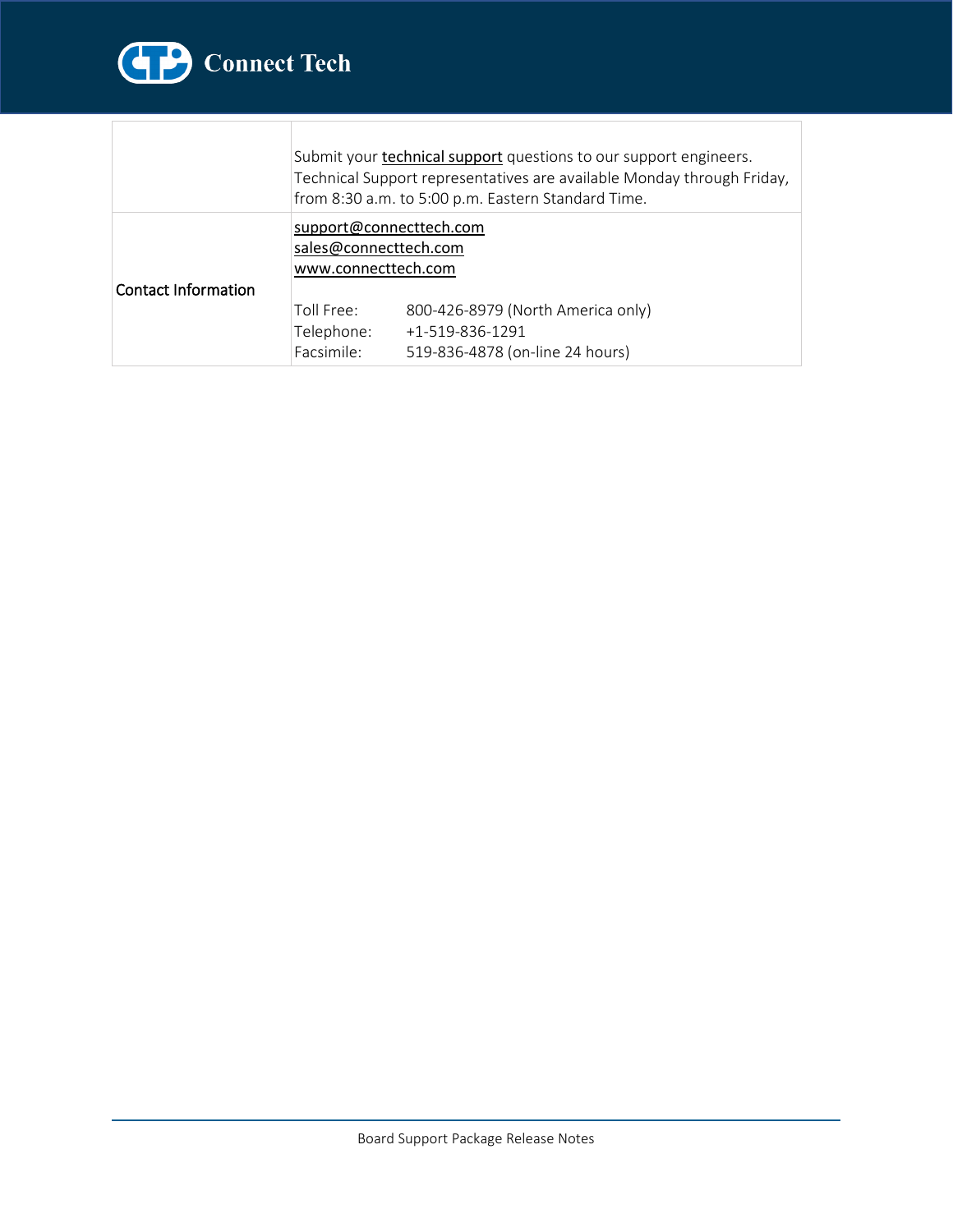| | |
|---|---|
| | Submit your technical support questions to our support engineers.<br>Technical Support representatives are available Monday through Friday, from 8:30 a.m. to 5:00 p.m. Eastern Standard Time. |
| Contact Information | support@connecttech.com<br>sales@connecttech.com<br>www.connecttech.com<br><br>Toll Free: 800-426-8979 (North America only)<br>Telephone: +1-519-836-1291<br>Facsimile: 519-836-4878 (on-line 24 hours) |